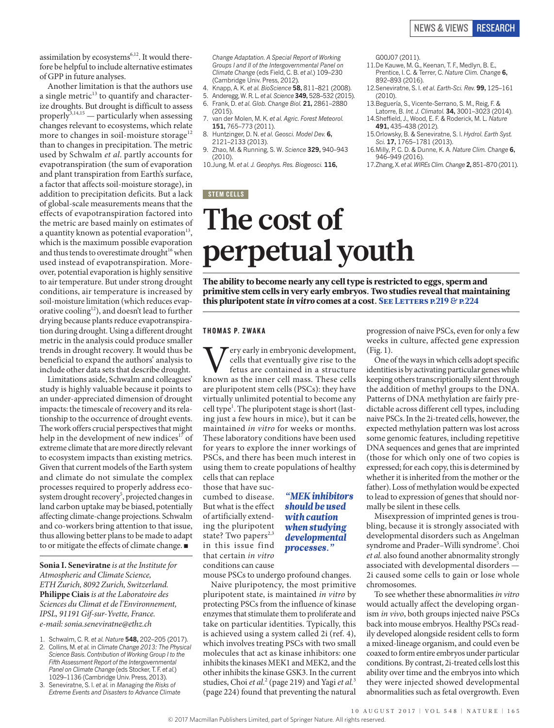assimilation by ecosystems[6,12]. It would therefore be helpful to include alternative estimates of GPP in future analyses.

Another limitation is that the authors use a single metric[13] to quantify and characterize droughts. But drought is difficult to assess properly[3,14,15] — particularly when assessing changes relevant to ecosystems, which relate more to changes in soil-moisture storage[12] than to changes in precipitation. The metric used by Schwalm *et al*. partly accounts for evapotranspiration (the sum of evaporation and plant transpiration from Earth's surface, a factor that affects soil-moisture storage), in addition to precipitation deficits. But a lack of global-scale measurements means that the effects of evapotranspiration factored into the metric are based mainly on estimates of a quantity known as potential evaporation[13], which is the maximum possible evaporation and thus tends to overestimate drought[16] when used instead of evapotranspiration. Moreover, potential evaporation is highly sensitive to air temperature. But under strong drought conditions, air temperature is increased by soil-moisture limitation (which reduces evaporative cooling[12]), and doesn't lead to further drying because plants reduce evapotranspiration during drought. Using a different drought metric in the analysis could produce smaller trends in drought recovery. It would thus be beneficial to expand the authors' analysis to include other data sets that describe drought.

Limitations aside, Schwalm and colleagues' study is highly valuable because it points to an under-appreciated dimension of drought impacts: the timescale of recovery and its relationship to the occurrence of drought events. The work offers crucial perspectives that might help in the development of new indices[17] of extreme climate that are more directly relevant to ecosystem impacts than existing metrics. Given that current models of the Earth system and climate do not simulate the complex processes required to properly address ecosystem drought recovery[5], projected changes in land carbon uptake may be biased, potentially affecting climate-change projections. Schwalm and co-workers bring attention to that issue, thus allowing better plans to be made to adapt to or mitigate the effects of climate change. ■

**Sonia I. Seneviratne** *is at the Institute for Atmospheric and Climate Science, ETH Zurich, 8092 Zurich, Switzerland.* **Philippe Ciais** *is at the Laboratoire des Sciences du Climat et de l'Environnement, IPSL, 91191 Gif-sur-Yvette, France.* *e-mail: sonia.seneviratne@ethz.ch*

1. Schwalm, C. R. *et al. Nature* **548,** 202–205 (2017).
2. Collins, M. *et al.* in *Climate Change 2013: The Physical Science Basis. Contribution of Working Group I to the Fifth Assessment Report of the Intergovernmental Panel on Climate Change* (eds Stocker, T. F. *et al.*) 1029–1136 (Cambridge Univ. Press, 2013).
3. Seneviratne, S. I. *et al.* in *Managing the Risks of Extreme Events and Disasters to Advance Climate Change Adaptation. A Special Report of Working Groups I and II of the Intergovernmental Panel on Climate Change* (eds Field, C. B. *et al.*) 109–230 (Cambridge Univ. Press, 2012).
4. Knapp, A. K. *et al. BioScience* **58,** 811–821 (2008).
5. Anderegg, W. R. L. *et al. Science* **349,** 528–532 (2015).
6. Frank, D. *et al. Glob. Change Biol.* **21,** 2861–2880 (2015).
7. van der Molen, M. K. *et al. Agric. Forest Meteorol.* **151,** 765–773 (2011).
8. Huntzinger, D. N. *et al. Geosci. Model Dev.* **6,** 2121–2133 (2013).
9. Zhao, M. & Running, S. W. *Science* **329,** 940–943 (2010).
10. Jung, M. *et al. J. Geophys. Res. Biogeosci.* **116,** G00J07 (2011).
11. De Kauwe, M. G., Keenan, T. F., Medlyn, B. E., Prentice, I. C. & Terrer, C. *Nature Clim. Change* **6,** 892–893 (2016).
12. Seneviratne, S. I. *et al. Earth-Sci. Rev.* **99,** 125–161 (2010).
13. Beguería, S., Vicente-Serrano, S. M., Reig, F. & Latorre, B. *Int. J. Climatol.* **34,** 3001–3023 (2014).
14. Sheffield, J., Wood, E. F. & Roderick, M. L. *Nature* **491,** 435–438 (2012).
15. Orlowsky, B. & Seneviratne, S. I. *Hydrol. Earth Syst. Sci.* **17,** 1765–1781 (2013).
16. Milly, P. C. D. & Dunne, K. A. *Nature Clim. Change* **6,** 946–949 (2016).
17. Zhang, X. *et al. WIREs Clim. Change* **2,** 851–870 (2011).

STEM CELLS

# The cost of perpetual youth

**The ability to become nearly any cell type is restricted to eggs, sperm and primitive stem cells in very early embryos. Two studies reveal that maintaining this pluripotent state *in vitro* comes at a cost. See Letters p.219 & p.224**

### THOMAS P. ZWAKA

Very early in embryonic development, cells that eventually give rise to the fetus are contained in a structure known as the inner cell mass. These cells are pluripotent stem cells (PSCs): they have virtually unlimited potential to become any cell type[1]. The pluripotent stage is short (lasting just a few hours in mice), but it can be maintained *in vitro* for weeks or months. These laboratory conditions have been used for years to explore the inner workings of PSCs, and there has been much interest in using them to create populations of healthy cells that can replace those that have succumbed to disease. But what is the effect of artificially extending the pluripotent state? Two papers[2,3] in this issue find that certain *in vitro* conditions can cause mouse PSCs to undergo profound changes.

*"MEK inhibitors should be used with caution when studying developmental processes."*

Naive pluripotency, the most primitive pluripotent state, is maintained *in vitro* by protecting PSCs from the influence of kinase enzymes that stimulate them to proliferate and take on particular identities. Typically, this is achieved using a system called 2i (ref. 4), which involves treating PSCs with two small molecules that act as kinase inhibitors: one inhibits the kinases MEK1 and MEK2, and the other inhibits the kinase GSK3. In the current studies, Choi *et al.*[2] (page 219) and Yagi *et al.*[3] (page 224) found that preventing the natural progression of naive PSCs, even for only a few weeks in culture, affected gene expression (Fig. 1).

One of the ways in which cells adopt specific identities is by activating particular genes while keeping others transcriptionally silent through the addition of methyl groups to the DNA. Patterns of DNA methylation are fairly predictable across different cell types, including naive PSCs. In the 2i-treated cells, however, the expected methylation pattern was lost across some genomic features, including repetitive DNA sequences and genes that are imprinted (those for which only one of two copies is expressed; for each copy, this is determined by whether it is inherited from the mother or the father). Loss of methylation would be expected to lead to expression of genes that should normally be silent in these cells.

Misexpression of imprinted genes is troubling, because it is strongly associated with developmental disorders such as Angelman syndrome and Prader–Willi syndrome[5]. Choi *et al.* also found another abnormality strongly associated with developmental disorders — 2i caused some cells to gain or lose whole chromosomes.

To see whether these abnormalities *in vitro* would actually affect the developing organism *in vivo*, both groups injected naive PSCs back into mouse embryos. Healthy PSCs readily developed alongside resident cells to form a mixed-lineage organism, and could even be coaxed to form entire embryos under particular conditions. By contrast, 2i-treated cells lost this ability over time and the embryos into which they were injected showed developmental abnormalities such as fetal overgrowth. Even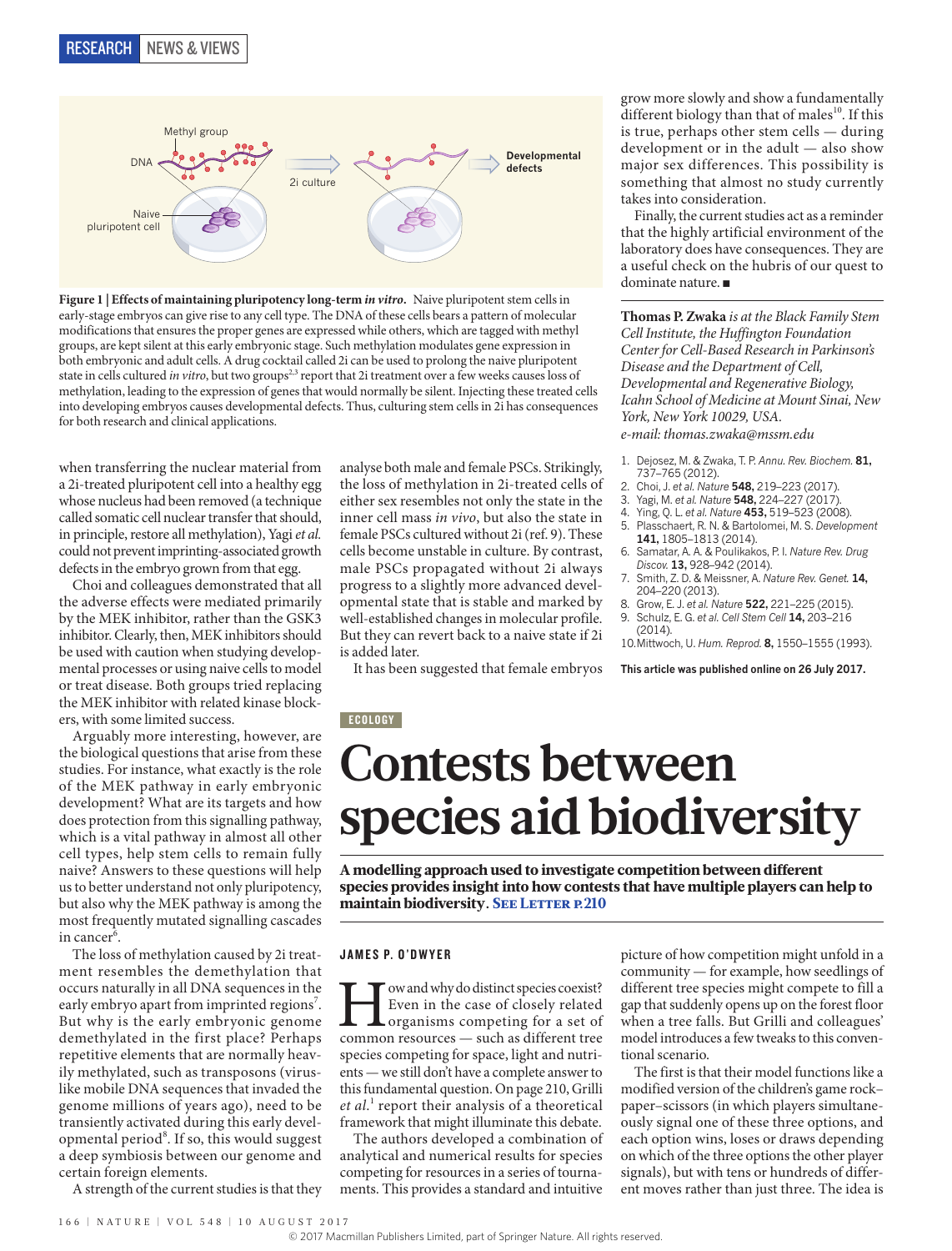Methyl group

DNA

2i culture

Developmental defects

Naive pluripotent cell

**Figure 1 | Effects of maintaining pluripotency long-term *in vitro*.** Naive pluripotent stem cells in early-stage embryos can give rise to any cell type. The DNA of these cells bears a pattern of molecular modifications that ensures the proper genes are expressed while others, which are tagged with methyl groups, are kept silent at this early embryonic stage. Such methylation modulates gene expression in both embryonic and adult cells. A drug cocktail called 2i can be used to prolong the naive pluripotent state in cells cultured *in vitro*, but two groups[2,3] report that 2i treatment over a few weeks causes loss of methylation, leading to the expression of genes that would normally be silent. Injecting these treated cells into developing embryos causes developmental defects. Thus, culturing stem cells in 2i has consequences for both research and clinical applications.

when transferring the nuclear material from a 2i-treated pluripotent cell into a healthy egg whose nucleus had been removed (a technique called somatic cell nuclear transfer that should, in principle, restore all methylation), Yagi *et al.* could not prevent imprinting-associated growth defects in the embryo grown from that egg.

Choi and colleagues demonstrated that all the adverse effects were mediated primarily by the MEK inhibitor, rather than the GSK3 inhibitor. Clearly, then, MEK inhibitors should be used with caution when studying developmental processes or using naive cells to model or treat disease. Both groups tried replacing the MEK inhibitor with related kinase blockers, with some limited success.

Arguably more interesting, however, are the biological questions that arise from these studies. For instance, what exactly is the role of the MEK pathway in early embryonic development? What are its targets and how does protection from this signalling pathway, which is a vital pathway in almost all other cell types, help stem cells to remain fully naive? Answers to these questions will help us to better understand not only pluripotency, but also why the MEK pathway is among the most frequently mutated signalling cascades in cancer[6].

The loss of methylation caused by 2i treatment resembles the demethylation that occurs naturally in all DNA sequences in the early embryo apart from imprinted regions[7]. But why is the early embryonic genome demethylated in the first place? Perhaps repetitive elements that are normally heavily methylated, such as transposons (virus-like mobile DNA sequences that invaded the genome millions of years ago), need to be transiently activated during this early developmental period[8]. If so, this would suggest a deep symbiosis between our genome and certain foreign elements.

A strength of the current studies is that they analyse both male and female PSCs. Strikingly, the loss of methylation in 2i-treated cells of either sex resembles not only the state in the inner cell mass *in vivo*, but also the state in female PSCs cultured without 2i (ref. 9). These cells become unstable in culture. By contrast, male PSCs propagated without 2i always progress to a slightly more advanced developmental state that is stable and marked by well-established changes in molecular profile. But they can revert back to a naive state if 2i is added later.

It has been suggested that female embryos grow more slowly and show a fundamentally different biology than that of males[10]. If this is true, perhaps other stem cells — during development or in the adult — also show major sex differences. This possibility is something that almost no study currently takes into consideration.

Finally, the current studies act as a reminder that the highly artificial environment of the laboratory does have consequences. They are a useful check on the hubris of our quest to dominate nature. ■

**Thomas P. Zwaka** *is at the Black Family Stem Cell Institute, the Huffington Foundation Center for Cell-Based Research in Parkinson's Disease and the Department of Cell, Developmental and Regenerative Biology, Icahn School of Medicine at Mount Sinai, New York, New York 10029, USA.*
*e-mail: thomas.zwaka@mssm.edu*

1. Dejosez, M. & Zwaka, T. P. *Annu. Rev. Biochem.* **81,** 737–765 (2012).
2. Choi, J. *et al. Nature* **548,** 219–223 (2017).
3. Yagi, M. *et al. Nature* **548,** 224–227 (2017).
4. Ying, Q. L. *et al. Nature* **453,** 519–523 (2008).
5. Plasschaert, R. N. & Bartolomei, M. S. *Development* **141,** 1805–1813 (2014).
6. Samatar, A. A. & Poulikakos, P. I. *Nature Rev. Drug Discov.* **13,** 928–942 (2014).
7. Smith, Z. D. & Meissner, A. *Nature Rev. Genet.* **14,** 204–220 (2013).
8. Grow, E. J. *et al. Nature* **522,** 221–225 (2015).
9. Schulz, E. G. *et al. Cell Stem Cell* **14,** 203–216 (2014).
10. Mittwoch, U. *Hum. Reprod.* **8,** 1550–1555 (1993).

**This article was published online on 26 July 2017.**

ECOLOGY

# Contests between species aid biodiversity

**A modelling approach used to investigate competition between different species provides insight into how contests that have multiple players can help to maintain biodiversity.** See Letter p.210

**JAMES P. O'DWYER**

How and why do distinct species coexist? Even in the case of closely related organisms competing for a set of common resources — such as different tree species competing for space, light and nutrients — we still don't have a complete answer to this fundamental question. On page 210, Grilli *et al.*[1] report their analysis of a theoretical framework that might illuminate this debate.

The authors developed a combination of analytical and numerical results for species competing for resources in a series of tournaments. This provides a standard and intuitive picture of how competition might unfold in a community — for example, how seedlings of different tree species might compete to fill a gap that suddenly opens up on the forest floor when a tree falls. But Grilli and colleagues' model introduces a few tweaks to this conventional scenario.

The first is that their model functions like a modified version of the children's game rock–paper–scissors (in which players simultaneously signal one of these three options, and each option wins, loses or draws depending on which of the three options the other player signals), but with tens or hundreds of different moves rather than just three. The idea is